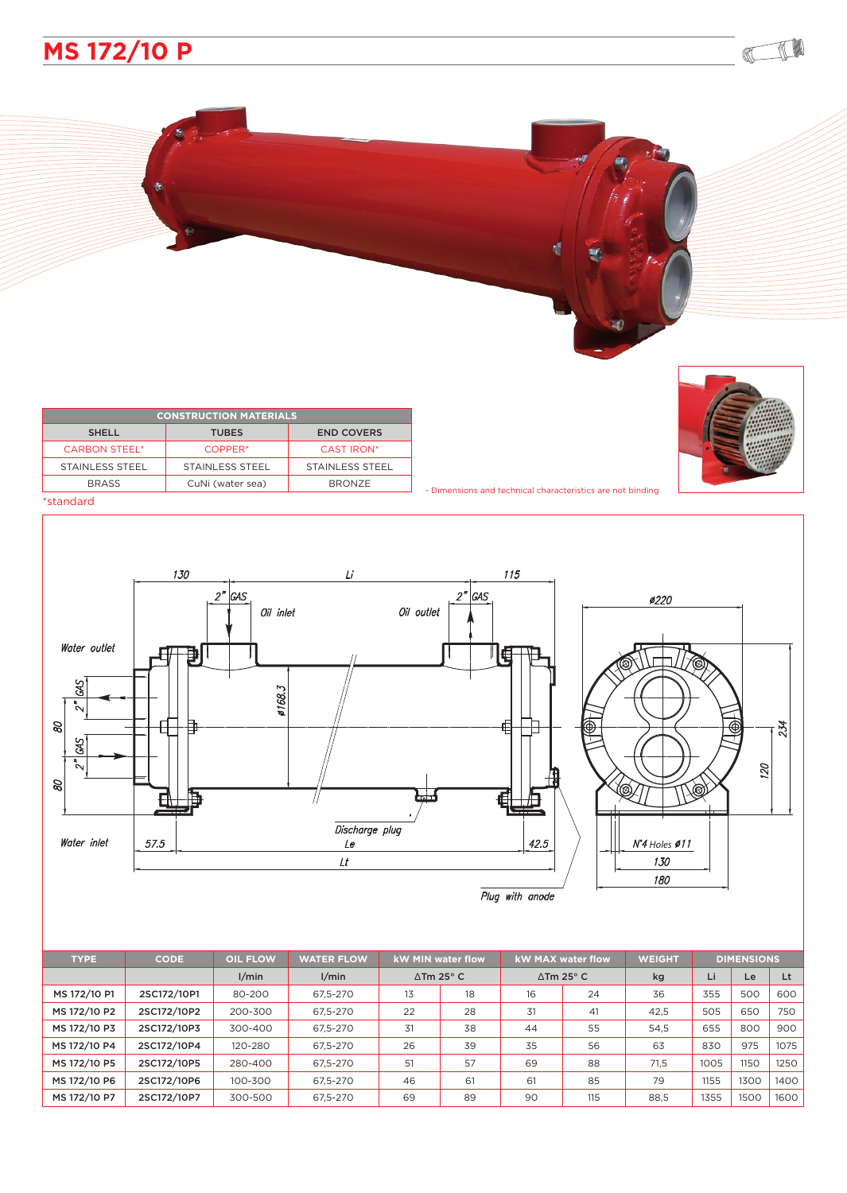# MS 172/10 P

| CONSTRUCTION MATERIALS | | |
|---|---|---|
| SHELL | TUBES | END COVERS |
| CARBON STEEL* | COPPER* | CAST IRON* |
| STAINLESS STEEL | STAINLESS STEEL | STAINLESS STEEL |
| BRASS | CuNi (water sea) | BRONZE |

*standard

- Dimensions and technical characteristics are not binding

| TYPE | CODE | OIL FLOW | WATER FLOW | kW MIN water flow | | kW MAX water flow | | WEIGHT | DIMENSIONS | | |
|---|---|---|---|---|---|---|---|---|---|---|---|
| | | l/min | l/min | ΔTm 25° C | | ΔTm 25° C | | kg | Li | Le | Lt |
| MS 172/10 P1 | 2SC172/10P1 | 80-200 | 67,5-270 | 13 | 18 | 16 | 24 | 36 | 355 | 500 | 600 |
| MS 172/10 P2 | 2SC172/10P2 | 200-300 | 67,5-270 | 22 | 28 | 31 | 41 | 42,5 | 505 | 650 | 750 |
| MS 172/10 P3 | 2SC172/10P3 | 300-400 | 67,5-270 | 31 | 38 | 44 | 55 | 54,5 | 655 | 800 | 900 |
| MS 172/10 P4 | 2SC172/10P4 | 120-280 | 67,5-270 | 26 | 39 | 35 | 56 | 63 | 830 | 975 | 1075 |
| MS 172/10 P5 | 2SC172/10P5 | 280-400 | 67,5-270 | 51 | 57 | 69 | 88 | 71,5 | 1005 | 1150 | 1250 |
| MS 172/10 P6 | 2SC172/10P6 | 100-300 | 67,5-270 | 46 | 61 | 61 | 85 | 79 | 1155 | 1300 | 1400 |
| MS 172/10 P7 | 2SC172/10P7 | 300-500 | 67,5-270 | 69 | 89 | 90 | 115 | 88,5 | 1355 | 1500 | 1600 |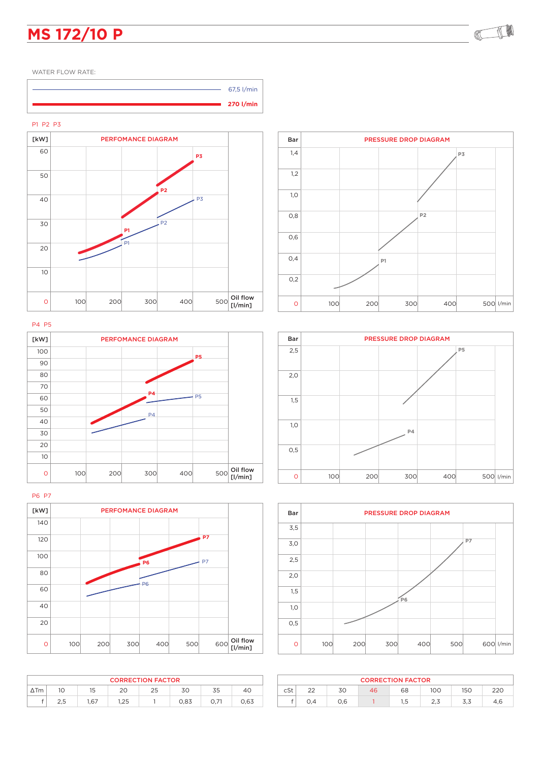# MS 172/10 P

WATER FLOW RATE:

67,5 l/min

**270 l/min**

P1 P2 P3

[kW]
PERFOMANCE DIAGRAM
60
50
40
30
20
10
0
100
200
300
400
500
Oil flow [l/min]
P1 P2 P3

Bar
PRESSURE DROP DIAGRAM
1,4
1,2
1,0
0,8
0,6
0,4
0,2
0
100
200
300
400
500 l/min
P1 P2 P3

P4 P5

[kW]
PERFOMANCE DIAGRAM
100
90
80
70
60
50
40
30
20
10
0
100
200
300
400
500
Oil flow [l/min]
P4 P5

Bar
PRESSURE DROP DIAGRAM
2,5
2,0
1,5
1,0
0,5
0
100
200
300
400
500 l/min
P4 P5

P6 P7

[kW]
PERFOMANCE DIAGRAM
140
120
100
80
60
40
20
0
100
200
300
400
500
600
Oil flow [l/min]
P6 P7

Bar
PRESSURE DROP DIAGRAM
3,5
3,0
2,5
2,0
1,5
1,0
0,5
0
100
200
300
400
500
600 l/min
P6 P7

| CORRECTION FACTOR | | | | | | | |
|---|---|---|---|---|---|---|---|
| ΔTm | 10 | 15 | 20 | 25 | 30 | 35 | 40 |
| f | 2,5 | 1,67 | 1,25 | 1 | 0,83 | 0,71 | 0,63 |

| CORRECTION FACTOR | | | | | | | |
|---|---|---|---|---|---|---|---|
| cSt | 22 | 30 | 46 | 68 | 100 | 150 | 220 |
| f | 0,4 | 0,6 | 1 | 1,5 | 2,3 | 3,3 | 4,6 |